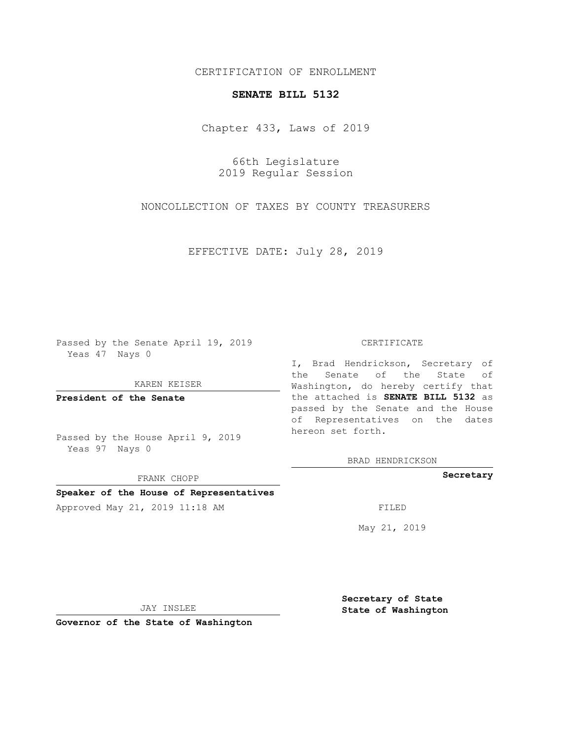CERTIFICATION OF ENROLLMENT

**SENATE BILL 5132**

Chapter 433, Laws of 2019

66th Legislature
2019 Regular Session

NONCOLLECTION OF TAXES BY COUNTY TREASURERS

EFFECTIVE DATE: July 28, 2019

Passed by the Senate April 19, 2019
Yeas 47 Nays 0

KAREN KEISER

**President of the Senate**

Passed by the House April 9, 2019
Yeas 97 Nays 0

FRANK CHOPP

**Speaker of the House of Representatives**

Approved May 21, 2019 11:18 AM

JAY INSLEE

**Governor of the State of Washington**

CERTIFICATE

I, Brad Hendrickson, Secretary of the Senate of the State of Washington, do hereby certify that the attached is **SENATE BILL 5132** as passed by the Senate and the House of Representatives on the dates hereon set forth.

BRAD HENDRICKSON

**Secretary**

FILED

May 21, 2019

**Secretary of State**
**State of Washington**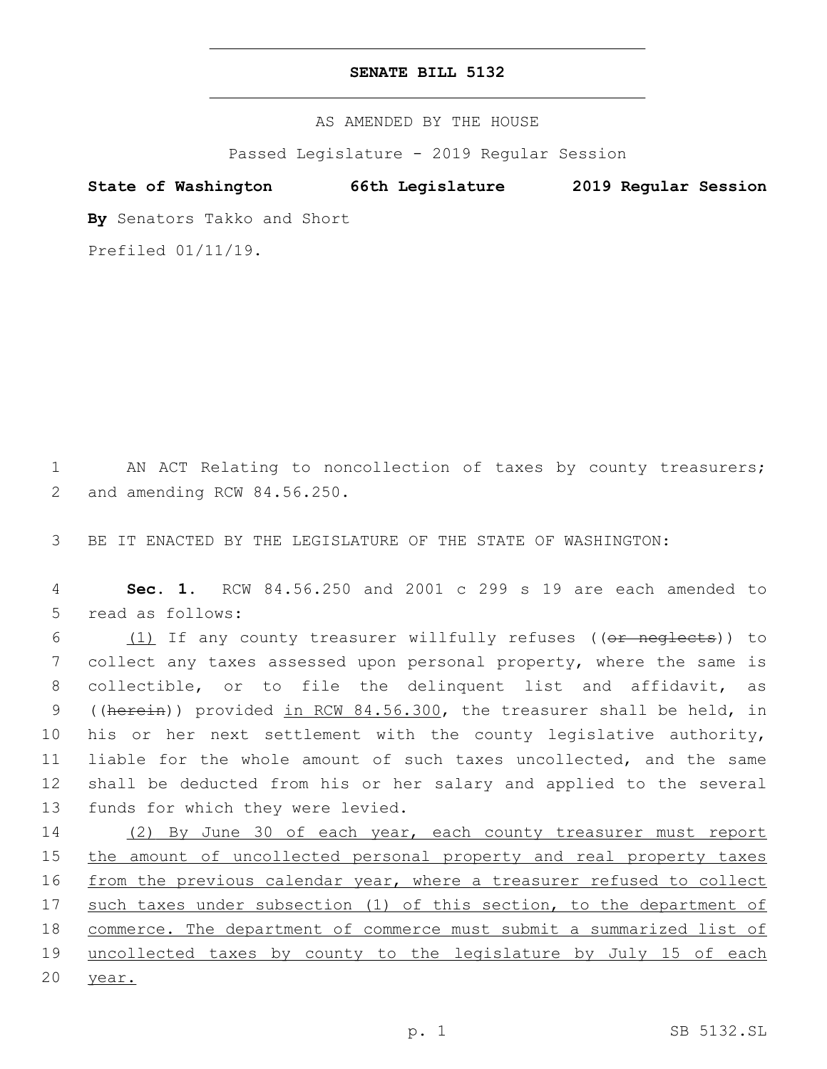# SENATE BILL 5132

AS AMENDED BY THE HOUSE

Passed Legislature - 2019 Regular Session

**State of Washington 66th Legislature 2019 Regular Session**

**By** Senators Takko and Short

Prefiled 01/11/19.

AN ACT Relating to noncollection of taxes by county treasurers; and amending RCW 84.56.250.

BE IT ENACTED BY THE LEGISLATURE OF THE STATE OF WASHINGTON:

**Sec. 1.** RCW 84.56.250 and 2001 c 299 s 19 are each amended to read as follows:

<u>(1)</u> If any county treasurer willfully refuses ((~~or neglects~~)) to collect any taxes assessed upon personal property, where the same is collectible, or to file the delinquent list and affidavit, as ((~~herein~~)) provided <u>in RCW 84.56.300</u>, the treasurer shall be held, in his or her next settlement with the county legislative authority, liable for the whole amount of such taxes uncollected, and the same shall be deducted from his or her salary and applied to the several funds for which they were levied.

<u>(2) By June 30 of each year, each county treasurer must report the amount of uncollected personal property and real property taxes from the previous calendar year, where a treasurer refused to collect such taxes under subsection (1) of this section, to the department of commerce. The department of commerce must submit a summarized list of uncollected taxes by county to the legislature by July 15 of each year.</u>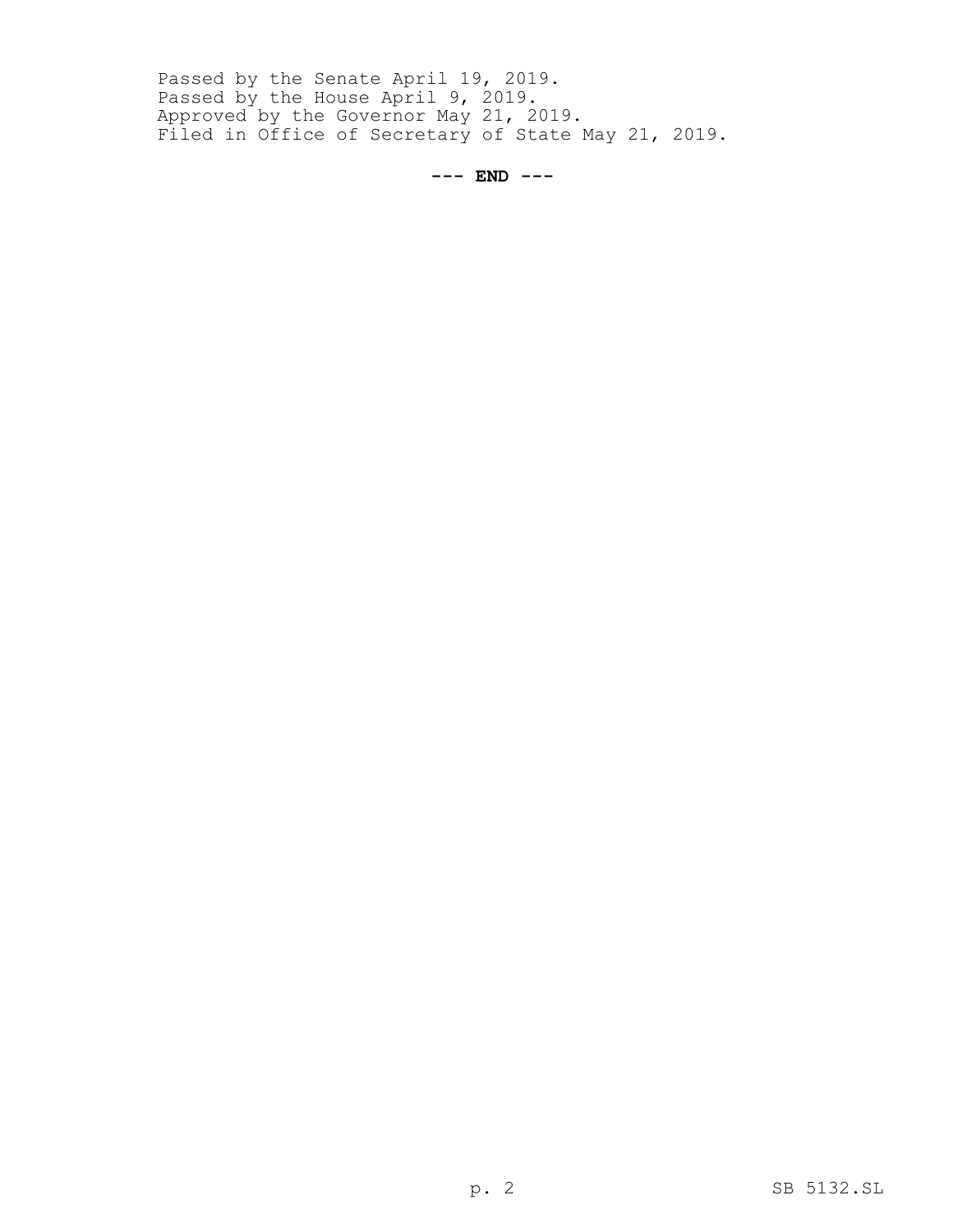Passed by the Senate April 19, 2019.
Passed by the House April 9, 2019.
Approved by the Governor May 21, 2019.
Filed in Office of Secretary of State May 21, 2019.

**--- END ---**